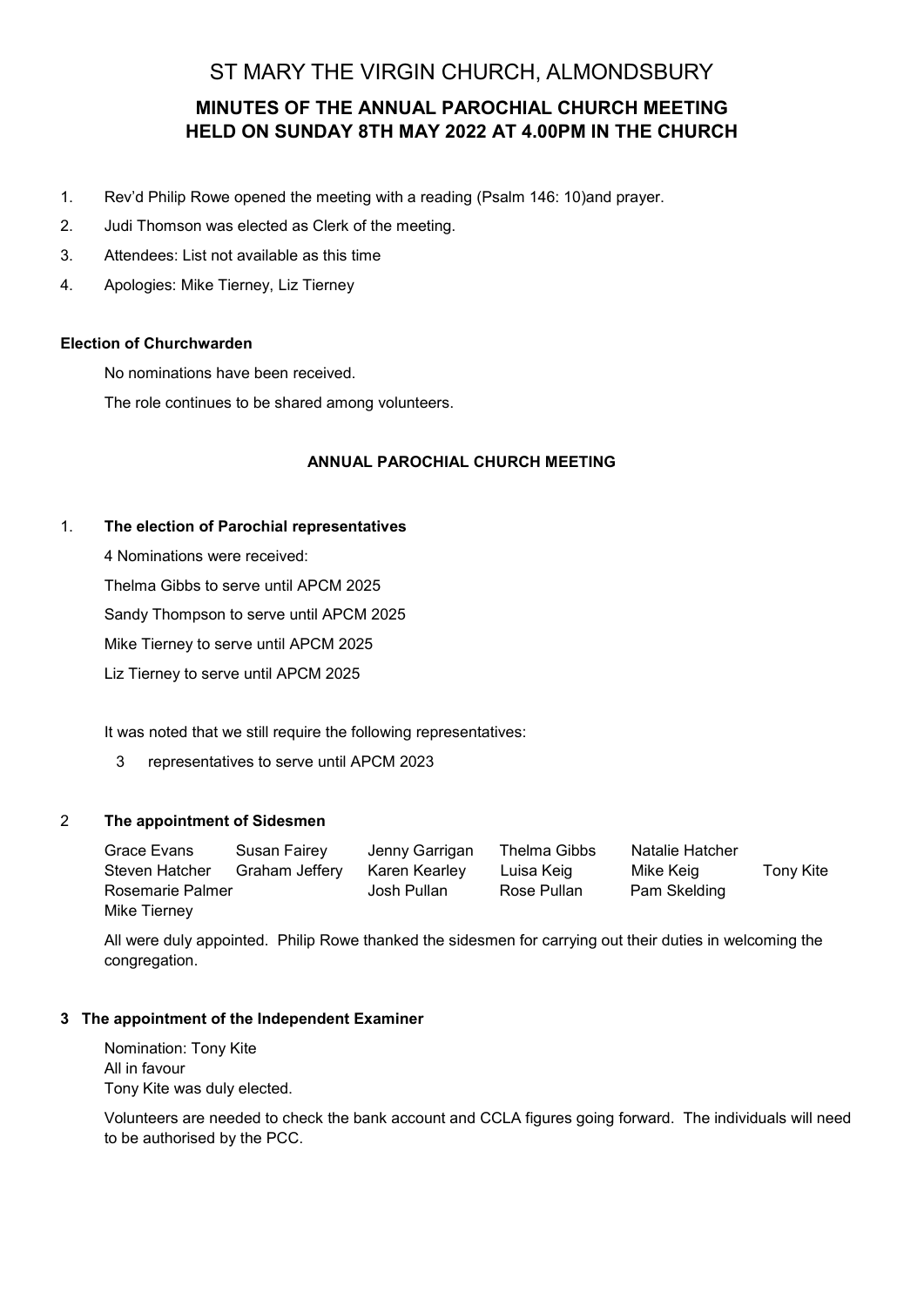# ST MARY THE VIRGIN CHURCH, ALMONDSBURY

## MINUTES OF THE ANNUAL PAROCHIAL CHURCH MEETING HELD ON SUNDAY 8TH MAY 2022 AT 4.00PM IN THE CHURCH

1. Rev'd Philip Rowe opened the meeting with a reading (Psalm 146: 10)and prayer.
2. Judi Thomson was elected as Clerk of the meeting.
3. Attendees: List not available as this time
4. Apologies: Mike Tierney, Liz Tierney

**Election of Churchwarden**

No nominations have been received.

The role continues to be shared among volunteers.

### ANNUAL PAROCHIAL CHURCH MEETING

1. **The election of Parochial representatives**

   4 Nominations were received:

   Thelma Gibbs to serve until APCM 2025

   Sandy Thompson to serve until APCM 2025

   Mike Tierney to serve until APCM 2025

   Liz Tierney to serve until APCM 2025

   It was noted that we still require the following representatives:

   3 representatives to serve until APCM 2023

2. **The appointment of Sidesmen**

| | | | | | |
|---|---|---|---|---|---|
| Grace Evans | Susan Fairey | Jenny Garrigan | Thelma Gibbs | Natalie Hatcher | |
| Steven Hatcher | Graham Jeffery | Karen Kearley | Luisa Keig | Mike Keig | Tony Kite |
| Rosemarie Palmer | | Josh Pullan | Rose Pullan | Pam Skelding | |
| Mike Tierney | | | | | |

   All were duly appointed. Philip Rowe thanked the sidesmen for carrying out their duties in welcoming the congregation.

3. **The appointment of the Independent Examiner**

   Nomination: Tony Kite
   All in favour
   Tony Kite was duly elected.

   Volunteers are needed to check the bank account and CCLA figures going forward. The individuals will need to be authorised by the PCC.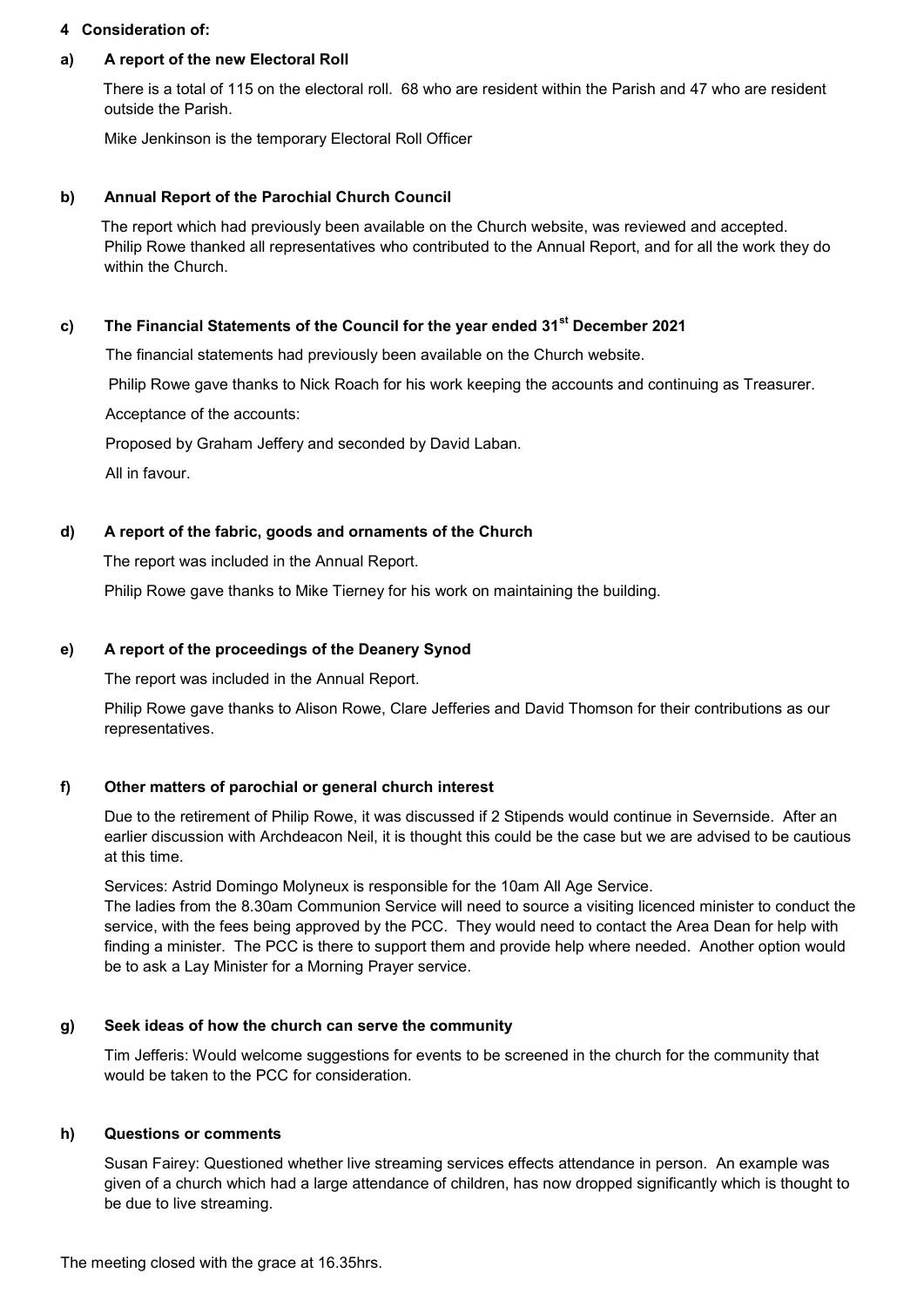**4 Consideration of:**

**a) A report of the new Electoral Roll**

There is a total of 115 on the electoral roll. 68 who are resident within the Parish and 47 who are resident outside the Parish.

Mike Jenkinson is the temporary Electoral Roll Officer

**b) Annual Report of the Parochial Church Council**

The report which had previously been available on the Church website, was reviewed and accepted. Philip Rowe thanked all representatives who contributed to the Annual Report, and for all the work they do within the Church.

**c) The Financial Statements of the Council for the year ended 31st December 2021**

The financial statements had previously been available on the Church website.

Philip Rowe gave thanks to Nick Roach for his work keeping the accounts and continuing as Treasurer.

Acceptance of the accounts:

Proposed by Graham Jeffery and seconded by David Laban.

All in favour.

**d) A report of the fabric, goods and ornaments of the Church**

The report was included in the Annual Report.

Philip Rowe gave thanks to Mike Tierney for his work on maintaining the building.

**e) A report of the proceedings of the Deanery Synod**

The report was included in the Annual Report.

Philip Rowe gave thanks to Alison Rowe, Clare Jefferies and David Thomson for their contributions as our representatives.

**f) Other matters of parochial or general church interest**

Due to the retirement of Philip Rowe, it was discussed if 2 Stipends would continue in Severnside. After an earlier discussion with Archdeacon Neil, it is thought this could be the case but we are advised to be cautious at this time.

Services: Astrid Domingo Molyneux is responsible for the 10am All Age Service.
The ladies from the 8.30am Communion Service will need to source a visiting licenced minister to conduct the service, with the fees being approved by the PCC. They would need to contact the Area Dean for help with finding a minister. The PCC is there to support them and provide help where needed. Another option would be to ask a Lay Minister for a Morning Prayer service.

**g) Seek ideas of how the church can serve the community**

Tim Jefferis: Would welcome suggestions for events to be screened in the church for the community that would be taken to the PCC for consideration.

**h) Questions or comments**

Susan Fairey: Questioned whether live streaming services effects attendance in person. An example was given of a church which had a large attendance of children, has now dropped significantly which is thought to be due to live streaming.

The meeting closed with the grace at 16.35hrs.